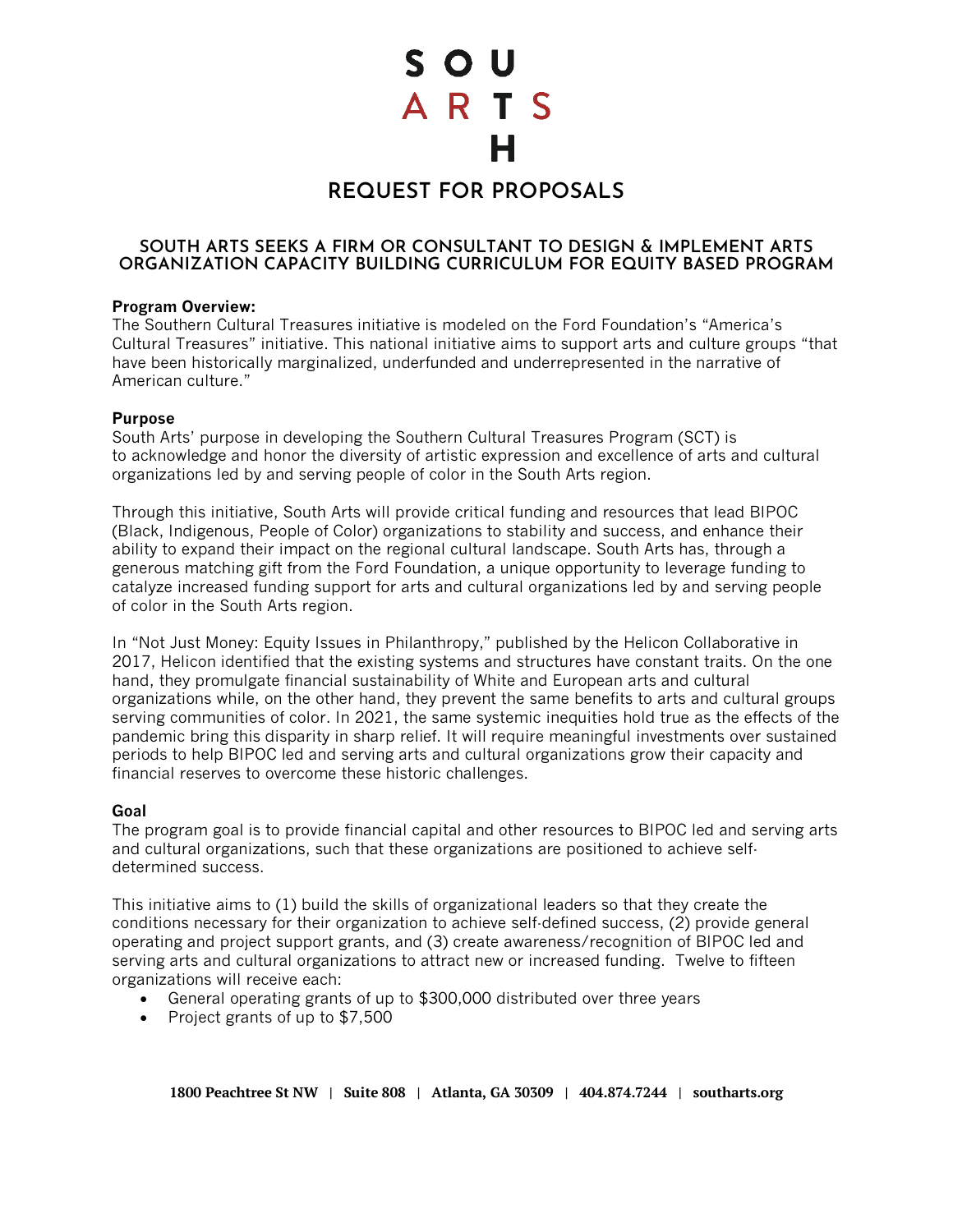# SOUTH ARTS

## REQUEST FOR PROPOSALS

### SOUTH ARTS SEEKS A FIRM OR CONSULTANT TO DESIGN & IMPLEMENT ARTS ORGANIZATION CAPACITY BUILDING CURRICULUM FOR EQUITY BASED PROGRAM

**Program Overview:**
The Southern Cultural Treasures initiative is modeled on the Ford Foundation's "America's Cultural Treasures" initiative. This national initiative aims to support arts and culture groups "that have been historically marginalized, underfunded and underrepresented in the narrative of American culture."

**Purpose**
South Arts' purpose in developing the Southern Cultural Treasures Program (SCT) is to acknowledge and honor the diversity of artistic expression and excellence of arts and cultural organizations led by and serving people of color in the South Arts region.

Through this initiative, South Arts will provide critical funding and resources that lead BIPOC (Black, Indigenous, People of Color) organizations to stability and success, and enhance their ability to expand their impact on the regional cultural landscape. South Arts has, through a generous matching gift from the Ford Foundation, a unique opportunity to leverage funding to catalyze increased funding support for arts and cultural organizations led by and serving people of color in the South Arts region.

In "Not Just Money: Equity Issues in Philanthropy," published by the Helicon Collaborative in 2017, Helicon identified that the existing systems and structures have constant traits. On the one hand, they promulgate financial sustainability of White and European arts and cultural organizations while, on the other hand, they prevent the same benefits to arts and cultural groups serving communities of color. In 2021, the same systemic inequities hold true as the effects of the pandemic bring this disparity in sharp relief. It will require meaningful investments over sustained periods to help BIPOC led and serving arts and cultural organizations grow their capacity and financial reserves to overcome these historic challenges.

**Goal**
The program goal is to provide financial capital and other resources to BIPOC led and serving arts and cultural organizations, such that these organizations are positioned to achieve self-determined success.

This initiative aims to (1) build the skills of organizational leaders so that they create the conditions necessary for their organization to achieve self-defined success, (2) provide general operating and project support grants, and (3) create awareness/recognition of BIPOC led and serving arts and cultural organizations to attract new or increased funding. Twelve to fifteen organizations will receive each:

- General operating grants of up to $300,000 distributed over three years
- Project grants of up to $7,500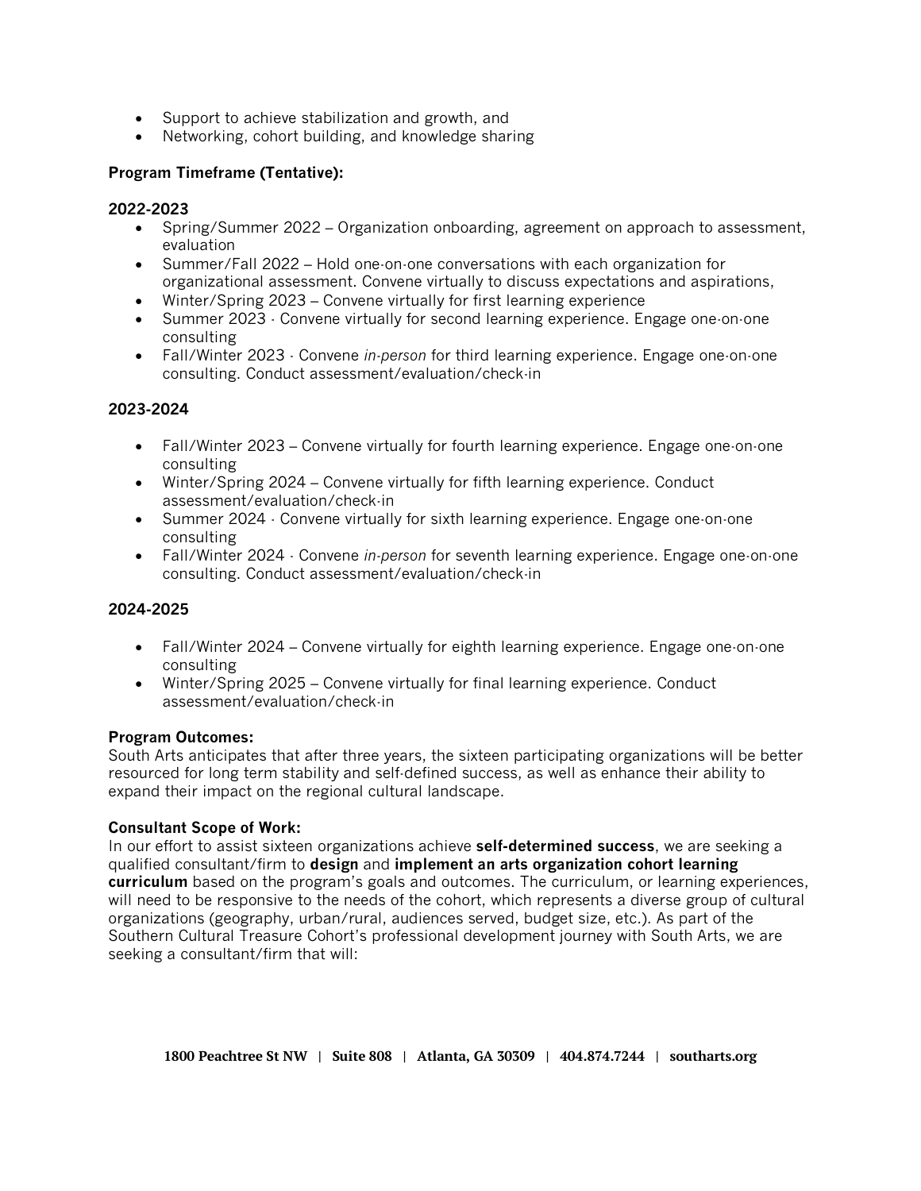- Support to achieve stabilization and growth, and
- Networking, cohort building, and knowledge sharing

**Program Timeframe (Tentative):**

**2022-2023**

- Spring/Summer 2022 – Organization onboarding, agreement on approach to assessment, evaluation
- Summer/Fall 2022 – Hold one-on-one conversations with each organization for organizational assessment. Convene virtually to discuss expectations and aspirations,
- Winter/Spring 2023 – Convene virtually for first learning experience
- Summer 2023 - Convene virtually for second learning experience. Engage one-on-one consulting
- Fall/Winter 2023 - Convene *in-person* for third learning experience. Engage one-on-one consulting. Conduct assessment/evaluation/check-in

**2023-2024**

- Fall/Winter 2023 – Convene virtually for fourth learning experience. Engage one-on-one consulting
- Winter/Spring 2024 – Convene virtually for fifth learning experience. Conduct assessment/evaluation/check-in
- Summer 2024 - Convene virtually for sixth learning experience. Engage one-on-one consulting
- Fall/Winter 2024 - Convene *in-person* for seventh learning experience. Engage one-on-one consulting. Conduct assessment/evaluation/check-in

**2024-2025**

- Fall/Winter 2024 – Convene virtually for eighth learning experience. Engage one-on-one consulting
- Winter/Spring 2025 – Convene virtually for final learning experience. Conduct assessment/evaluation/check-in

**Program Outcomes:**
South Arts anticipates that after three years, the sixteen participating organizations will be better resourced for long term stability and self-defined success, as well as enhance their ability to expand their impact on the regional cultural landscape.

**Consultant Scope of Work:**
In our effort to assist sixteen organizations achieve **self-determined success**, we are seeking a qualified consultant/firm to **design** and **implement an arts organization cohort learning curriculum** based on the program's goals and outcomes. The curriculum, or learning experiences, will need to be responsive to the needs of the cohort, which represents a diverse group of cultural organizations (geography, urban/rural, audiences served, budget size, etc.). As part of the Southern Cultural Treasure Cohort's professional development journey with South Arts, we are seeking a consultant/firm that will: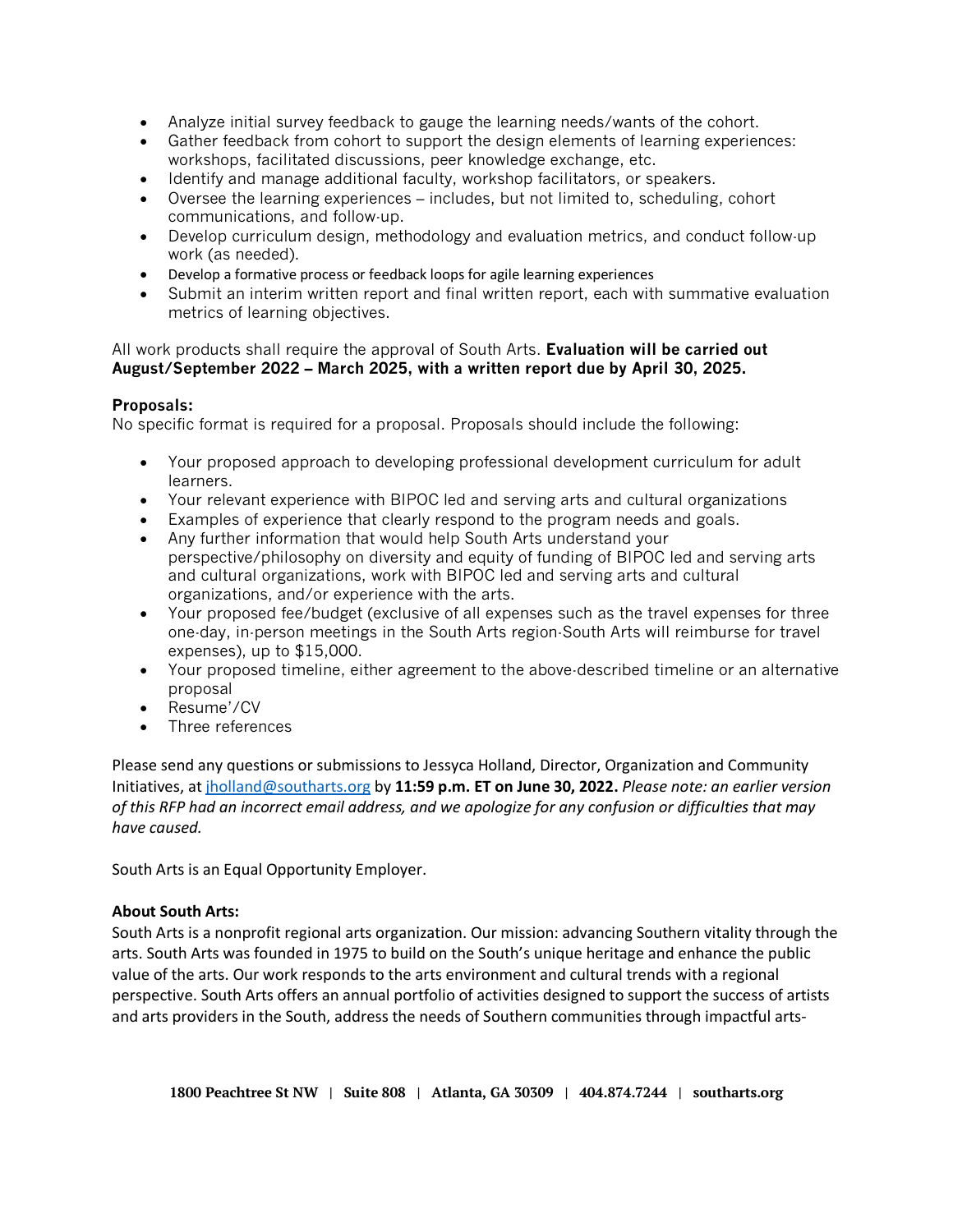- Analyze initial survey feedback to gauge the learning needs/wants of the cohort.
- Gather feedback from cohort to support the design elements of learning experiences: workshops, facilitated discussions, peer knowledge exchange, etc.
- Identify and manage additional faculty, workshop facilitators, or speakers.
- Oversee the learning experiences – includes, but not limited to, scheduling, cohort communications, and follow-up.
- Develop curriculum design, methodology and evaluation metrics, and conduct follow-up work (as needed).
- Develop a formative process or feedback loops for agile learning experiences
- Submit an interim written report and final written report, each with summative evaluation metrics of learning objectives.

All work products shall require the approval of South Arts. **Evaluation will be carried out August/September 2022 – March 2025, with a written report due by April 30, 2025.**

**Proposals:**
No specific format is required for a proposal. Proposals should include the following:

- Your proposed approach to developing professional development curriculum for adult learners.
- Your relevant experience with BIPOC led and serving arts and cultural organizations
- Examples of experience that clearly respond to the program needs and goals.
- Any further information that would help South Arts understand your perspective/philosophy on diversity and equity of funding of BIPOC led and serving arts and cultural organizations, work with BIPOC led and serving arts and cultural organizations, and/or experience with the arts.
- Your proposed fee/budget (exclusive of all expenses such as the travel expenses for three one-day, in-person meetings in the South Arts region-South Arts will reimburse for travel expenses), up to $15,000.
- Your proposed timeline, either agreement to the above-described timeline or an alternative proposal
- Resume'/CV
- Three references

Please send any questions or submissions to Jessyca Holland, Director, Organization and Community Initiatives, at jholland@southarts.org by **11:59 p.m. ET on June 30, 2022.** *Please note: an earlier version of this RFP had an incorrect email address, and we apologize for any confusion or difficulties that may have caused.*

South Arts is an Equal Opportunity Employer.

**About South Arts:**
South Arts is a nonprofit regional arts organization. Our mission: advancing Southern vitality through the arts. South Arts was founded in 1975 to build on the South's unique heritage and enhance the public value of the arts. Our work responds to the arts environment and cultural trends with a regional perspective. South Arts offers an annual portfolio of activities designed to support the success of artists and arts providers in the South, address the needs of Southern communities through impactful arts-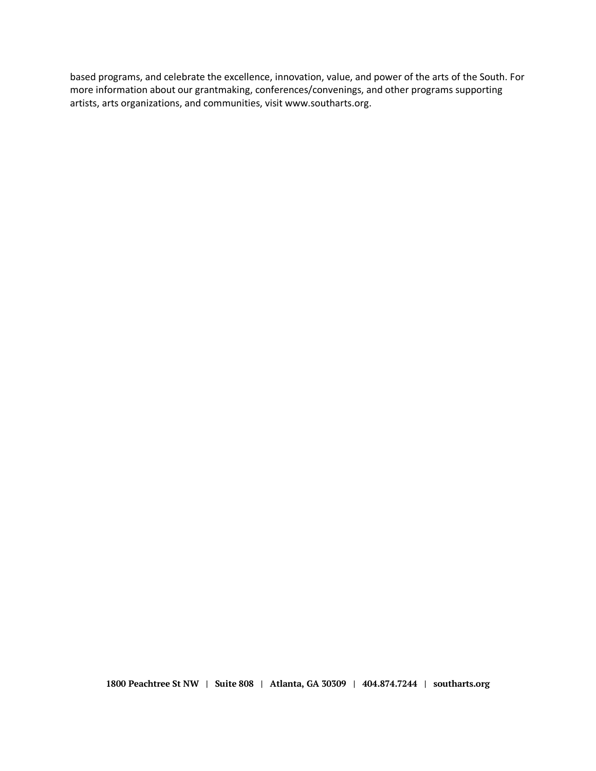based programs, and celebrate the excellence, innovation, value, and power of the arts of the South. For more information about our grantmaking, conferences/convenings, and other programs supporting artists, arts organizations, and communities, visit www.southarts.org.